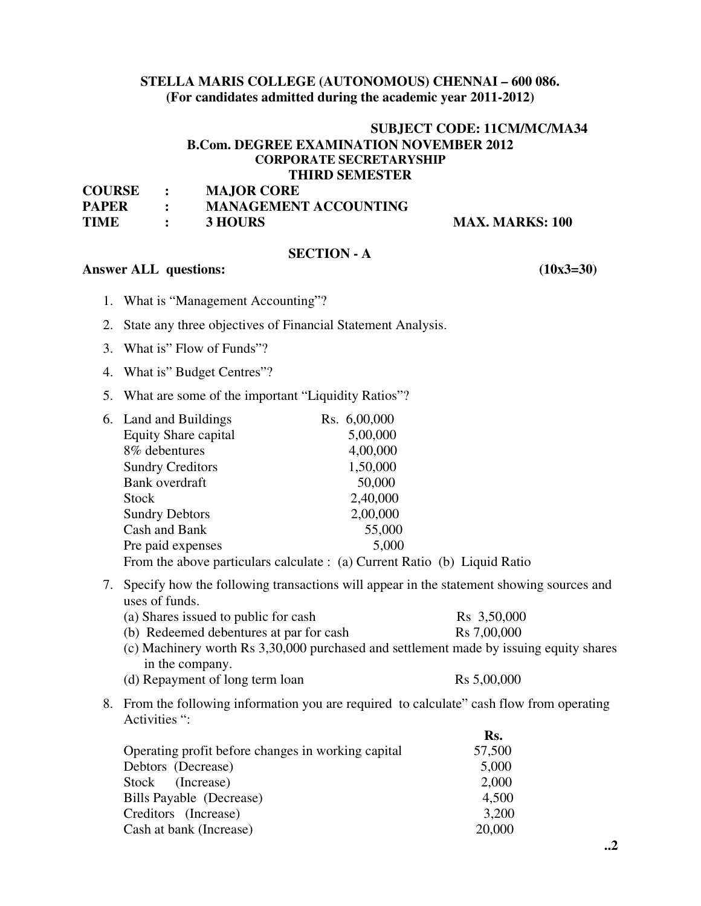**STELLA MARIS COLLEGE (AUTONOMOUS) CHENNAI – 600 086.**
**(For candidates admitted during the academic year 2011-2012)**

**SUBJECT CODE: 11CM/MC/MA34**

**B.Com. DEGREE EXAMINATION NOVEMBER 2012**
**CORPORATE SECRETARYSHIP**
**THIRD SEMESTER**

**COURSE : MAJOR CORE**
**PAPER : MANAGEMENT ACCOUNTING**
**TIME : 3 HOURS** **MAX. MARKS: 100**

## SECTION - A

**Answer ALL questions:** **(10x3=30)**

1. What is "Management Accounting"?
2. State any three objectives of Financial Statement Analysis.
3. What is" Flow of Funds"?
4. What is" Budget Centres"?
5. What are some of the important "Liquidity Ratios"?
6. From the following particulars:

   | Particulars | Rs. |
   |---|---|
   | Land and Buildings | 6,00,000 |
   | Equity Share capital | 5,00,000 |
   | 8% debentures | 4,00,000 |
   | Sundry Creditors | 1,50,000 |
   | Bank overdraft | 50,000 |
   | Stock | 2,40,000 |
   | Sundry Debtors | 2,00,000 |
   | Cash and Bank | 55,000 |
   | Pre paid expenses | 5,000 |

   From the above particulars calculate : (a) Current Ratio (b) Liquid Ratio

7. Specify how the following transactions will appear in the statement showing sources and uses of funds.
   (a) Shares issued to public for cash Rs 3,50,000
   (b) Redeemed debentures at par for cash Rs 7,00,000
   (c) Machinery worth Rs 3,30,000 purchased and settlement made by issuing equity shares in the company.
   (d) Repayment of long term loan Rs 5,00,000

8. From the following information you are required to calculate" cash flow from operating Activities ":

   | Particulars | Rs. |
   |---|---|
   | Operating profit before changes in working capital | 57,500 |
   | Debtors (Decrease) | 5,000 |
   | Stock (Increase) | 2,000 |
   | Bills Payable (Decrease) | 4,500 |
   | Creditors (Increase) | 3,200 |
   | Cash at bank (Increase) | 20,000 |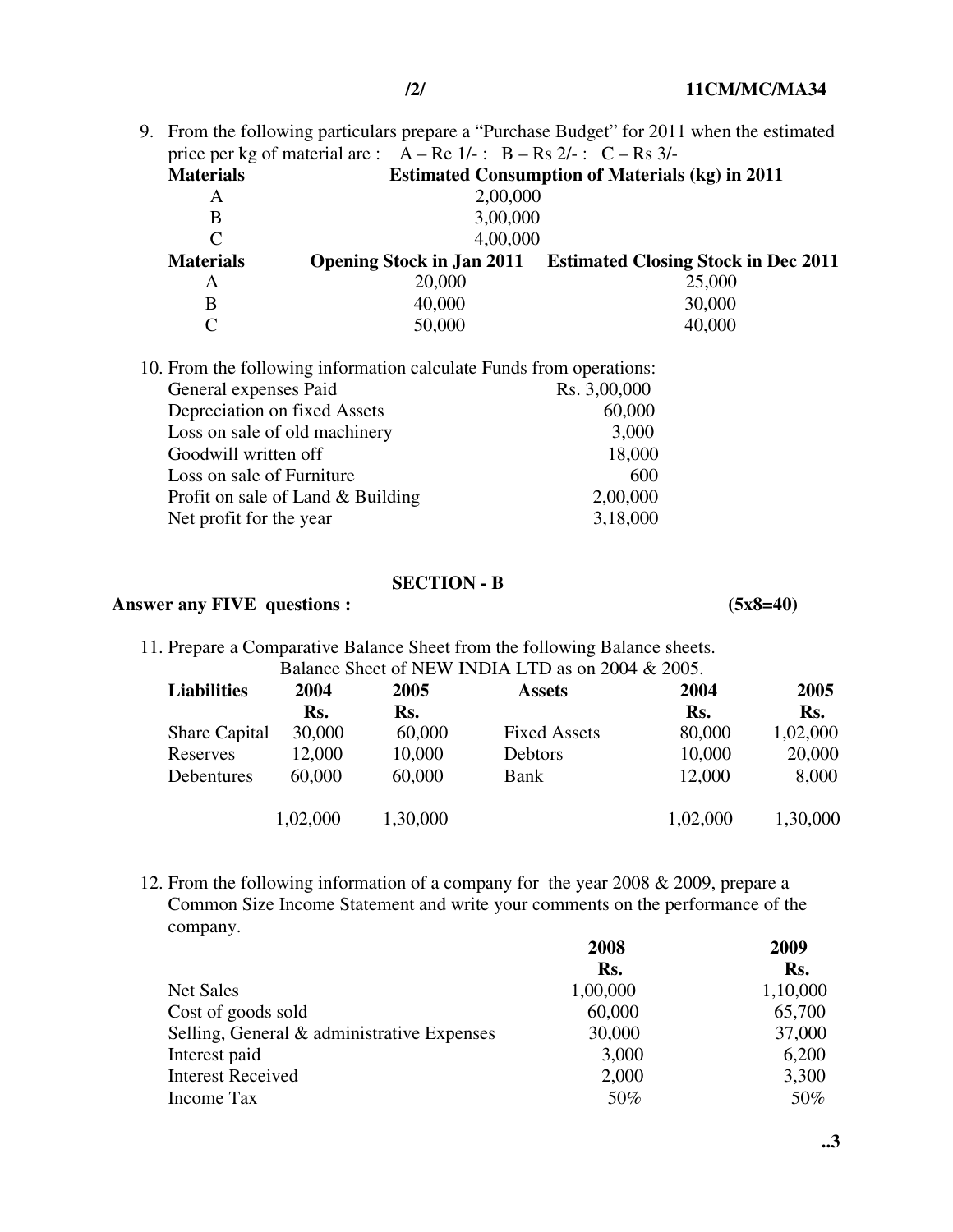9. From the following particulars prepare a "Purchase Budget" for 2011 when the estimated price per kg of material are : A – Re 1/- : B – Rs 2/- : C – Rs 3/-

| Materials | Estimated Consumption of Materials (kg) in 2011 |
|---|---|
| A | 2,00,000 |
| B | 3,00,000 |
| C | 4,00,000 |

| Materials | Opening Stock in Jan 2011 | Estimated Closing Stock in Dec 2011 |
|---|---|---|
| A | 20,000 | 25,000 |
| B | 40,000 | 30,000 |
| C | 50,000 | 40,000 |

10. From the following information calculate Funds from operations:

| | |
|---|---|
| General expenses Paid | Rs. 3,00,000 |
| Depreciation on fixed Assets | 60,000 |
| Loss on sale of old machinery | 3,000 |
| Goodwill written off | 18,000 |
| Loss on sale of Furniture | 600 |
| Profit on sale of Land & Building | 2,00,000 |
| Net profit for the year | 3,18,000 |

## SECTION - B

**Answer any FIVE questions : (5x8=40)**

11. Prepare a Comparative Balance Sheet from the following Balance sheets.

Balance Sheet of NEW INDIA LTD as on 2004 & 2005.

| Liabilities | 2004 Rs. | 2005 Rs. | Assets | 2004 Rs. | 2005 Rs. |
|---|---|---|---|---|---|
| Share Capital | 30,000 | 60,000 | Fixed Assets | 80,000 | 1,02,000 |
| Reserves | 12,000 | 10,000 | Debtors | 10,000 | 20,000 |
| Debentures | 60,000 | 60,000 | Bank | 12,000 | 8,000 |
| | 1,02,000 | 1,30,000 | | 1,02,000 | 1,30,000 |

12. From the following information of a company for the year 2008 & 2009, prepare a Common Size Income Statement and write your comments on the performance of the company.

| | 2008 Rs. | 2009 Rs. |
|---|---|---|
| Net Sales | 1,00,000 | 1,10,000 |
| Cost of goods sold | 60,000 | 65,700 |
| Selling, General & administrative Expenses | 30,000 | 37,000 |
| Interest paid | 3,000 | 6,200 |
| Interest Received | 2,000 | 3,300 |
| Income Tax | 50% | 50% |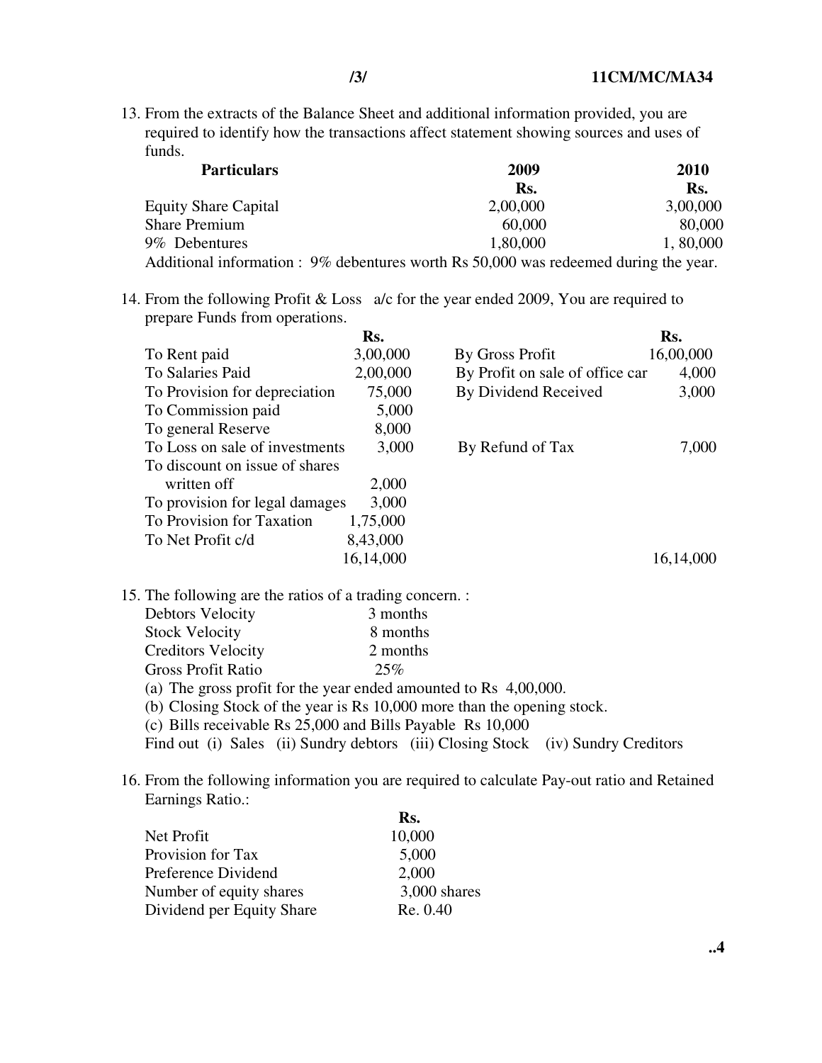13. From the extracts of the Balance Sheet and additional information provided, you are required to identify how the transactions affect statement showing sources and uses of funds.

| Particulars | 2009 | 2010 |
|---|---|---|
| | Rs. | Rs. |
| Equity Share Capital | 2,00,000 | 3,00,000 |
| Share Premium | 60,000 | 80,000 |
| 9% Debentures | 1,80,000 | 1, 80,000 |

Additional information : 9% debentures worth Rs 50,000 was redeemed during the year.

14. From the following Profit & Loss a/c for the year ended 2009, You are required to prepare Funds from operations.

| | Rs. | | Rs. |
|---|---|---|---|
| To Rent paid | 3,00,000 | By Gross Profit | 16,00,000 |
| To Salaries Paid | 2,00,000 | By Profit on sale of office car | 4,000 |
| To Provision for depreciation | 75,000 | By Dividend Received | 3,000 |
| To Commission paid | 5,000 | | |
| To general Reserve | 8,000 | | |
| To Loss on sale of investments | 3,000 | By Refund of Tax | 7,000 |
| To discount on issue of shares written off | 2,000 | | |
| To provision for legal damages | 3,000 | | |
| To Provision for Taxation | 1,75,000 | | |
| To Net Profit c/d | 8,43,000 | | |
| | 16,14,000 | | 16,14,000 |

15. The following are the ratios of a trading concern. :

| | |
|---|---|
| Debtors Velocity | 3 months |
| Stock Velocity | 8 months |
| Creditors Velocity | 2 months |
| Gross Profit Ratio | 25% |

(a) The gross profit for the year ended amounted to Rs 4,00,000.
(b) Closing Stock of the year is Rs 10,000 more than the opening stock.
(c) Bills receivable Rs 25,000 and Bills Payable Rs 10,000

Find out (i) Sales (ii) Sundry debtors (iii) Closing Stock (iv) Sundry Creditors

16. From the following information you are required to calculate Pay-out ratio and Retained Earnings Ratio.:

| | Rs. |
|---|---|
| Net Profit | 10,000 |
| Provision for Tax | 5,000 |
| Preference Dividend | 2,000 |
| Number of equity shares | 3,000 shares |
| Dividend per Equity Share | Re. 0.40 |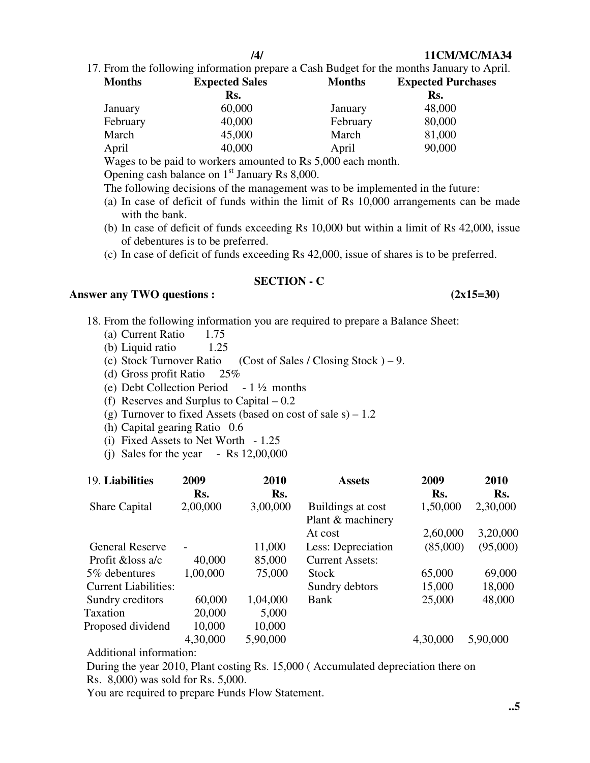17. From the following information prepare a Cash Budget for the months January to April.

| Months | Expected Sales Rs. | Months | Expected Purchases Rs. |
|---|---|---|---|
| January | 60,000 | January | 48,000 |
| February | 40,000 | February | 80,000 |
| March | 45,000 | March | 81,000 |
| April | 40,000 | April | 90,000 |

Wages to be paid to workers amounted to Rs 5,000 each month.

Opening cash balance on 1st January Rs 8,000.

The following decisions of the management was to be implemented in the future:

(a) In case of deficit of funds within the limit of Rs 10,000 arrangements can be made with the bank.

(b) In case of deficit of funds exceeding Rs 10,000 but within a limit of Rs 42,000, issue of debentures is to be preferred.

(c) In case of deficit of funds exceeding Rs 42,000, issue of shares is to be preferred.

## SECTION - C

**Answer any TWO questions : (2x15=30)**

18. From the following information you are required to prepare a Balance Sheet:

(a) Current Ratio 1.75

(b) Liquid ratio 1.25

(c) Stock Turnover Ratio (Cost of Sales / Closing Stock ) – 9.

(d) Gross profit Ratio 25%

(e) Debt Collection Period - 1 ½ months

(f) Reserves and Surplus to Capital – 0.2

(g) Turnover to fixed Assets (based on cost of sale s) – 1.2

(h) Capital gearing Ratio 0.6

(i) Fixed Assets to Net Worth - 1.25

(j) Sales for the year - Rs 12,00,000

19.

| Liabilities | 2009 Rs. | 2010 Rs. | Assets | 2009 Rs. | 2010 Rs. |
|---|---|---|---|---|---|
| Share Capital | 2,00,000 | 3,00,000 | Buildings at cost | 1,50,000 | 2,30,000 |
| | | | Plant & machinery At cost | 2,60,000 | 3,20,000 |
| General Reserve | - | 11,000 | Less: Depreciation | (85,000) | (95,000) |
| Profit &loss a/c | 40,000 | 85,000 | Current Assets: | | |
| 5% debentures | 1,00,000 | 75,000 | Stock | 65,000 | 69,000 |
| Current Liabilities: | | | Sundry debtors | 15,000 | 18,000 |
| Sundry creditors | 60,000 | 1,04,000 | Bank | 25,000 | 48,000 |
| Taxation | 20,000 | 5,000 | | | |
| Proposed dividend | 10,000 | 10,000 | | | |
| | 4,30,000 | 5,90,000 | | 4,30,000 | 5,90,000 |

Additional information:

During the year 2010, Plant costing Rs. 15,000 ( Accumulated depreciation there on Rs. 8,000) was sold for Rs. 5,000.

You are required to prepare Funds Flow Statement.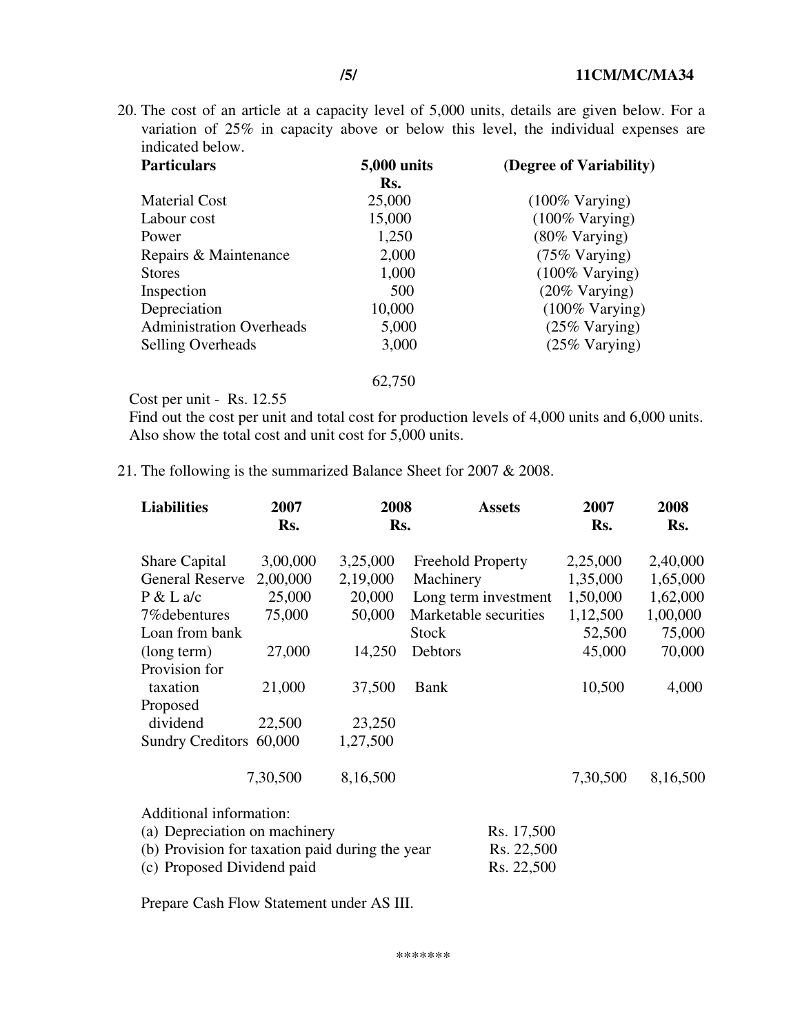20. The cost of an article at a capacity level of 5,000 units, details are given below. For a variation of 25% in capacity above or below this level, the individual expenses are indicated below.

| Particulars | 5,000 units Rs. | (Degree of Variability) |
|---|---|---|
| Material Cost | 25,000 | (100% Varying) |
| Labour cost | 15,000 | (100% Varying) |
| Power | 1,250 | (80% Varying) |
| Repairs & Maintenance | 2,000 | (75% Varying) |
| Stores | 1,000 | (100% Varying) |
| Inspection | 500 | (20% Varying) |
| Depreciation | 10,000 | (100% Varying) |
| Administration Overheads | 5,000 | (25% Varying) |
| Selling Overheads | 3,000 | (25% Varying) |
| | 62,750 | |

Cost per unit - Rs. 12.55

Find out the cost per unit and total cost for production levels of 4,000 units and 6,000 units. Also show the total cost and unit cost for 5,000 units.

21. The following is the summarized Balance Sheet for 2007 & 2008.

| Liabilities | 2007 Rs. | 2008 Rs. | Assets | 2007 Rs. | 2008 Rs. |
|---|---|---|---|---|---|
| Share Capital | 3,00,000 | 3,25,000 | Freehold Property | 2,25,000 | 2,40,000 |
| General Reserve | 2,00,000 | 2,19,000 | Machinery | 1,35,000 | 1,65,000 |
| P & L a/c | 25,000 | 20,000 | Long term investment | 1,50,000 | 1,62,000 |
| 7%debentures | 75,000 | 50,000 | Marketable securities | 1,12,500 | 1,00,000 |
| Loan from bank (long term) | 27,000 | 14,250 | Stock | 52,500 | 75,000 |
| | | | Debtors | 45,000 | 70,000 |
| Provision for taxation | 21,000 | 37,500 | Bank | 10,500 | 4,000 |
| Proposed dividend | 22,500 | 23,250 | | | |
| Sundry Creditors | 60,000 | 1,27,500 | | | |
| | 7,30,500 | 8,16,500 | | 7,30,500 | 8,16,500 |

Additional information:

(a) Depreciation on machinery Rs. 17,500

(b) Provision for taxation paid during the year Rs. 22,500

(c) Proposed Dividend paid Rs. 22,500

Prepare Cash Flow Statement under AS III.

*******